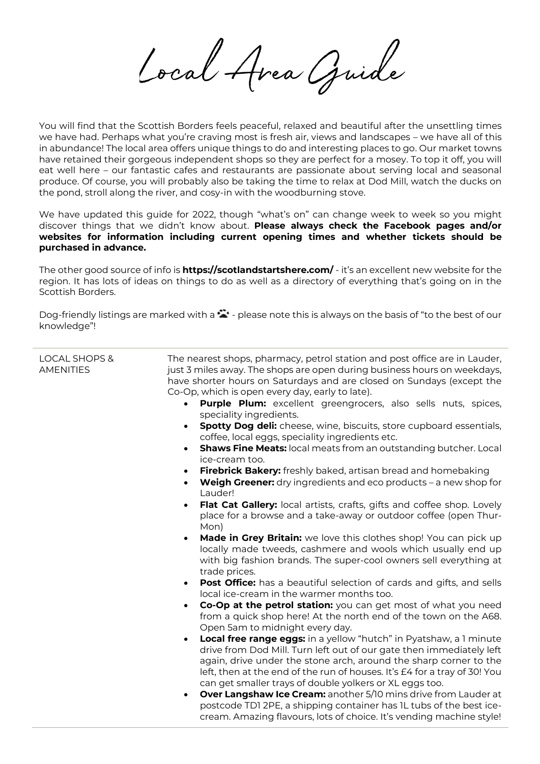# Local Area Guide

You will find that the Scottish Borders feels peaceful, relaxed and beautiful after the unsettling times we have had. Perhaps what you're craving most is fresh air, views and landscapes – we have all of this in abundance! The local area offers unique things to do and interesting places to go. Our market towns have retained their gorgeous independent shops so they are perfect for a mosey. To top it off, you will eat well here – our fantastic cafes and restaurants are passionate about serving local and seasonal produce. Of course, you will probably also be taking the time to relax at Dod Mill, watch the ducks on the pond, stroll along the river, and cosy-in with the woodburning stove.

We have updated this guide for 2022, though "what's on" can change week to week so you might discover things that we didn't know about. **Please always check the Facebook pages and/or websites for information including current opening times and whether tickets should be purchased in advance.**

The other good source of info is **https://scotlandstartshere.com/** - it's an excellent new website for the region. It has lots of ideas on things to do as well as a directory of everything that's going on in the Scottish Borders.

Dog-friendly listings are marked with a 🐾 - please note this is always on the basis of "to the best of our knowledge"!

## LOCAL SHOPS & AMENITIES

The nearest shops, pharmacy, petrol station and post office are in Lauder, just 3 miles away. The shops are open during business hours on weekdays, have shorter hours on Saturdays and are closed on Sundays (except the Co-Op, which is open every day, early to late).

- **Purple Plum:** excellent greengrocers, also sells nuts, spices, speciality ingredients.
- **Spotty Dog deli:** cheese, wine, biscuits, store cupboard essentials, coffee, local eggs, speciality ingredients etc.
- **Shaws Fine Meats:** local meats from an outstanding butcher. Local ice-cream too.
- **Firebrick Bakery:** freshly baked, artisan bread and homebaking
- **Weigh Greener:** dry ingredients and eco products – a new shop for Lauder!
- **Flat Cat Gallery:** local artists, crafts, gifts and coffee shop. Lovely place for a browse and a take-away or outdoor coffee (open Thur-Mon)
- **Made in Grey Britain:** we love this clothes shop! You can pick up locally made tweeds, cashmere and wools which usually end up with big fashion brands. The super-cool owners sell everything at trade prices.
- **Post Office:** has a beautiful selection of cards and gifts, and sells local ice-cream in the warmer months too.
- **Co-Op at the petrol station:** you can get most of what you need from a quick shop here! At the north end of the town on the A68. Open 5am to midnight every day.
- **Local free range eggs:** in a yellow "hutch" in Pyatshaw, a 1 minute drive from Dod Mill. Turn left out of our gate then immediately left again, drive under the stone arch, around the sharp corner to the left, then at the end of the run of houses. It's £4 for a tray of 30! You can get smaller trays of double yolkers or XL eggs too.
- **Over Langshaw Ice Cream:** another 5/10 mins drive from Lauder at postcode TD1 2PE, a shipping container has 1L tubs of the best ice-cream. Amazing flavours, lots of choice. It's vending machine style!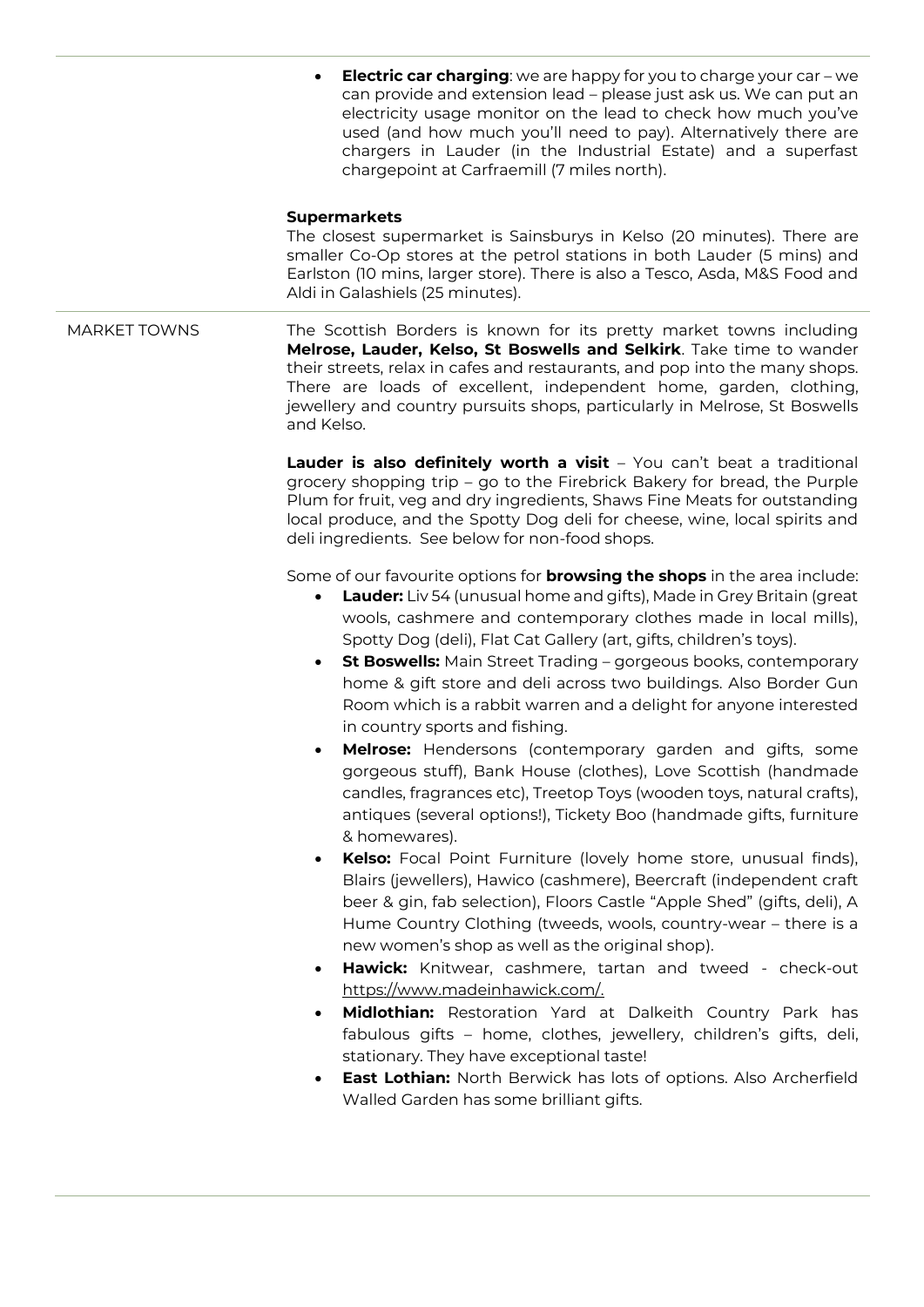- **Electric car charging**: we are happy for you to charge your car – we can provide and extension lead – please just ask us. We can put an electricity usage monitor on the lead to check how much you've used (and how much you'll need to pay). Alternatively there are chargers in Lauder (in the Industrial Estate) and a superfast chargepoint at Carfraemill (7 miles north).

**Supermarkets**

The closest supermarket is Sainsburys in Kelso (20 minutes). There are smaller Co-Op stores at the petrol stations in both Lauder (5 mins) and Earlston (10 mins, larger store). There is also a Tesco, Asda, M&S Food and Aldi in Galashiels (25 minutes).

## MARKET TOWNS

The Scottish Borders is known for its pretty market towns including **Melrose, Lauder, Kelso, St Boswells and Selkirk**. Take time to wander their streets, relax in cafes and restaurants, and pop into the many shops. There are loads of excellent, independent home, garden, clothing, jewellery and country pursuits shops, particularly in Melrose, St Boswells and Kelso.

**Lauder is also definitely worth a visit** – You can't beat a traditional grocery shopping trip – go to the Firebrick Bakery for bread, the Purple Plum for fruit, veg and dry ingredients, Shaws Fine Meats for outstanding local produce, and the Spotty Dog deli for cheese, wine, local spirits and deli ingredients. See below for non-food shops.

Some of our favourite options for **browsing the shops** in the area include:

- **Lauder:** Liv 54 (unusual home and gifts), Made in Grey Britain (great wools, cashmere and contemporary clothes made in local mills), Spotty Dog (deli), Flat Cat Gallery (art, gifts, children's toys).
- **St Boswells:** Main Street Trading – gorgeous books, contemporary home & gift store and deli across two buildings. Also Border Gun Room which is a rabbit warren and a delight for anyone interested in country sports and fishing.
- **Melrose:** Hendersons (contemporary garden and gifts, some gorgeous stuff), Bank House (clothes), Love Scottish (handmade candles, fragrances etc), Treetop Toys (wooden toys, natural crafts), antiques (several options!), Tickety Boo (handmade gifts, furniture & homewares).
- **Kelso:** Focal Point Furniture (lovely home store, unusual finds), Blairs (jewellers), Hawico (cashmere), Beercraft (independent craft beer & gin, fab selection), Floors Castle "Apple Shed" (gifts, deli), A Hume Country Clothing (tweeds, wools, country-wear – there is a new women's shop as well as the original shop).
- **Hawick:** Knitwear, cashmere, tartan and tweed - check-out https://www.madeinhawick.com/.
- **Midlothian:** Restoration Yard at Dalkeith Country Park has fabulous gifts – home, clothes, jewellery, children's gifts, deli, stationary. They have exceptional taste!
- **East Lothian:** North Berwick has lots of options. Also Archerfield Walled Garden has some brilliant gifts.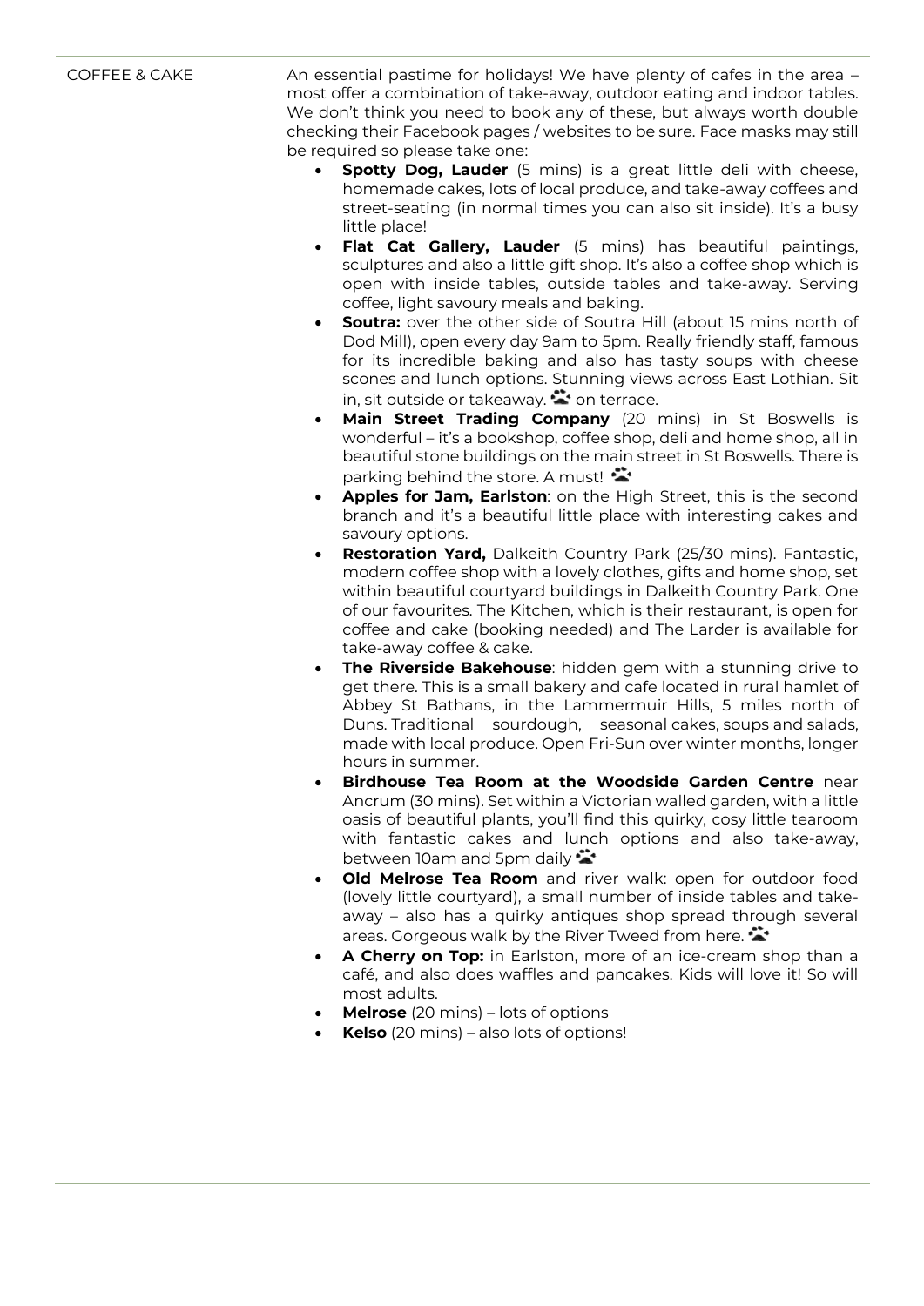COFFEE & CAKE

An essential pastime for holidays! We have plenty of cafes in the area – most offer a combination of take-away, outdoor eating and indoor tables. We don't think you need to book any of these, but always worth double checking their Facebook pages / websites to be sure. Face masks may still be required so please take one:

- **Spotty Dog, Lauder** (5 mins) is a great little deli with cheese, homemade cakes, lots of local produce, and take-away coffees and street-seating (in normal times you can also sit inside). It's a busy little place!
- **Flat Cat Gallery, Lauder** (5 mins) has beautiful paintings, sculptures and also a little gift shop. It's also a coffee shop which is open with inside tables, outside tables and take-away. Serving coffee, light savoury meals and baking.
- **Soutra:** over the other side of Soutra Hill (about 15 mins north of Dod Mill), open every day 9am to 5pm. Really friendly staff, famous for its incredible baking and also has tasty soups with cheese scones and lunch options. Stunning views across East Lothian. Sit in, sit outside or takeaway. 🐾 on terrace.
- **Main Street Trading Company** (20 mins) in St Boswells is wonderful – it's a bookshop, coffee shop, deli and home shop, all in beautiful stone buildings on the main street in St Boswells. There is parking behind the store. A must! 🐾
- **Apples for Jam, Earlston**: on the High Street, this is the second branch and it's a beautiful little place with interesting cakes and savoury options.
- **Restoration Yard,** Dalkeith Country Park (25/30 mins). Fantastic, modern coffee shop with a lovely clothes, gifts and home shop, set within beautiful courtyard buildings in Dalkeith Country Park. One of our favourites. The Kitchen, which is their restaurant, is open for coffee and cake (booking needed) and The Larder is available for take-away coffee & cake.
- **The Riverside Bakehouse**: hidden gem with a stunning drive to get there. This is a small bakery and cafe located in rural hamlet of Abbey St Bathans, in the Lammermuir Hills, 5 miles north of Duns. Traditional sourdough, seasonal cakes, soups and salads, made with local produce. Open Fri-Sun over winter months, longer hours in summer.
- **Birdhouse Tea Room at the Woodside Garden Centre** near Ancrum (30 mins). Set within a Victorian walled garden, with a little oasis of beautiful plants, you'll find this quirky, cosy little tearoom with fantastic cakes and lunch options and also take-away, between 10am and 5pm daily 🐾
- **Old Melrose Tea Room** and river walk: open for outdoor food (lovely little courtyard), a small number of inside tables and take-away – also has a quirky antiques shop spread through several areas. Gorgeous walk by the River Tweed from here. 🐾
- **A Cherry on Top:** in Earlston, more of an ice-cream shop than a café, and also does waffles and pancakes. Kids will love it! So will most adults.
- **Melrose** (20 mins) – lots of options
- **Kelso** (20 mins) – also lots of options!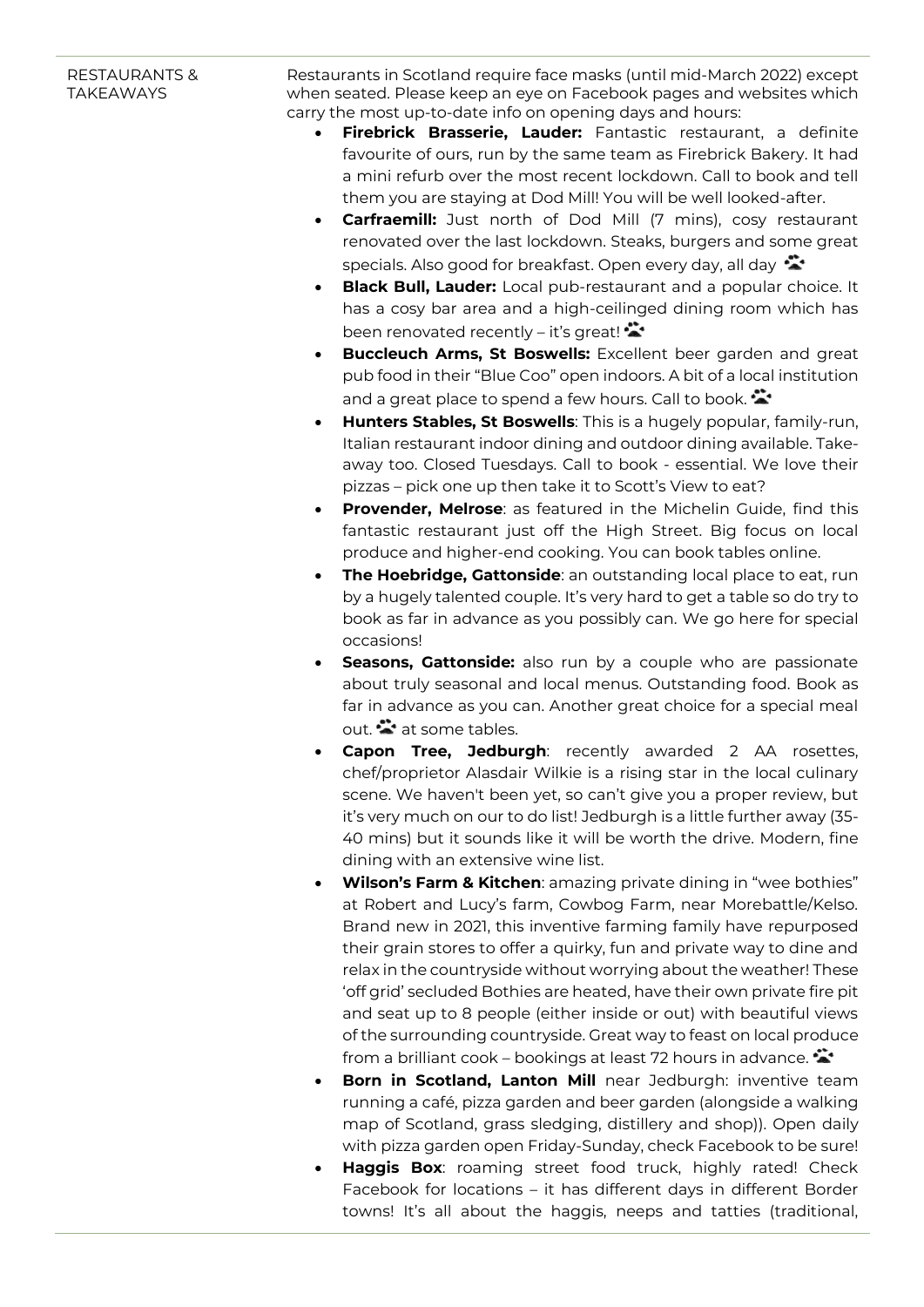RESTAURANTS & TAKEAWAYS

Restaurants in Scotland require face masks (until mid-March 2022) except when seated. Please keep an eye on Facebook pages and websites which carry the most up-to-date info on opening days and hours:

- **Firebrick Brasserie, Lauder:** Fantastic restaurant, a definite favourite of ours, run by the same team as Firebrick Bakery. It had a mini refurb over the most recent lockdown. Call to book and tell them you are staying at Dod Mill! You will be well looked-after.
- **Carfraemill:** Just north of Dod Mill (7 mins), cosy restaurant renovated over the last lockdown. Steaks, burgers and some great specials. Also good for breakfast. Open every day, all day 🐾
- **Black Bull, Lauder:** Local pub-restaurant and a popular choice. It has a cosy bar area and a high-ceilinged dining room which has been renovated recently – it's great! 🐾
- **Buccleuch Arms, St Boswells:** Excellent beer garden and great pub food in their "Blue Coo" open indoors. A bit of a local institution and a great place to spend a few hours. Call to book. 🐾
- **Hunters Stables, St Boswells**: This is a hugely popular, family-run, Italian restaurant indoor dining and outdoor dining available. Take-away too. Closed Tuesdays. Call to book - essential. We love their pizzas – pick one up then take it to Scott's View to eat?
- **Provender, Melrose**: as featured in the Michelin Guide, find this fantastic restaurant just off the High Street. Big focus on local produce and higher-end cooking. You can book tables online.
- **The Hoebridge, Gattonside**: an outstanding local place to eat, run by a hugely talented couple. It's very hard to get a table so do try to book as far in advance as you possibly can. We go here for special occasions!
- **Seasons, Gattonside:** also run by a couple who are passionate about truly seasonal and local menus. Outstanding food. Book as far in advance as you can. Another great choice for a special meal out. 🐾 at some tables.
- **Capon Tree, Jedburgh**: recently awarded 2 AA rosettes, chef/proprietor Alasdair Wilkie is a rising star in the local culinary scene. We haven't been yet, so can't give you a proper review, but it's very much on our to do list! Jedburgh is a little further away (35-40 mins) but it sounds like it will be worth the drive. Modern, fine dining with an extensive wine list.
- **Wilson's Farm & Kitchen**: amazing private dining in "wee bothies" at Robert and Lucy's farm, Cowbog Farm, near Morebattle/Kelso. Brand new in 2021, this inventive farming family have repurposed their grain stores to offer a quirky, fun and private way to dine and relax in the countryside without worrying about the weather! These 'off grid' secluded Bothies are heated, have their own private fire pit and seat up to 8 people (either inside or out) with beautiful views of the surrounding countryside. Great way to feast on local produce from a brilliant cook – bookings at least 72 hours in advance. 🐾
- **Born in Scotland, Lanton Mill** near Jedburgh: inventive team running a café, pizza garden and beer garden (alongside a walking map of Scotland, grass sledging, distillery and shop)). Open daily with pizza garden open Friday-Sunday, check Facebook to be sure!
- **Haggis Box**: roaming street food truck, highly rated! Check Facebook for locations – it has different days in different Border towns! It's all about the haggis, neeps and tatties (traditional,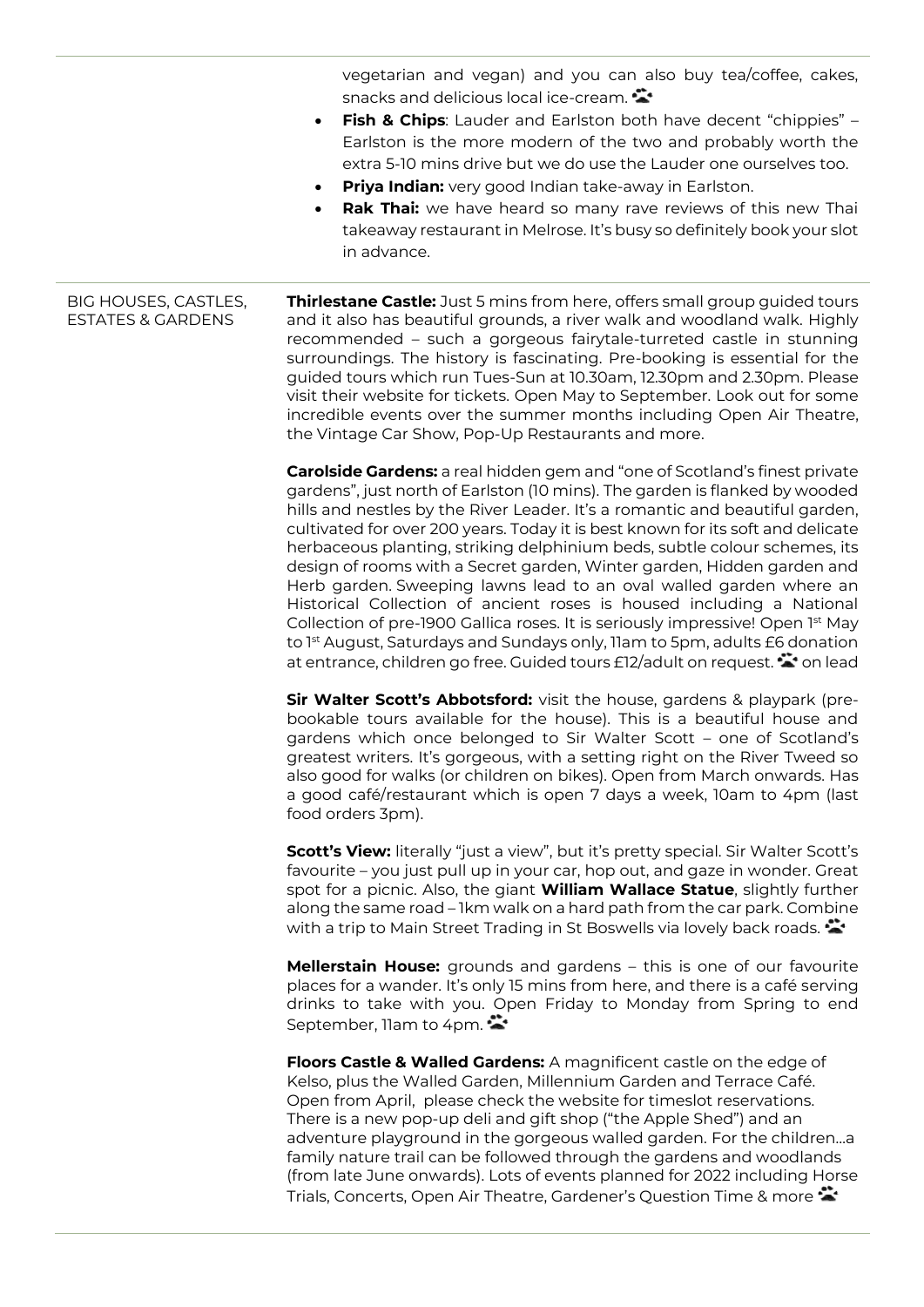vegetarian and vegan) and you can also buy tea/coffee, cakes, snacks and delicious local ice-cream. 🐾

- **Fish & Chips**: Lauder and Earlston both have decent "chippies" – Earlston is the more modern of the two and probably worth the extra 5-10 mins drive but we do use the Lauder one ourselves too.
- **Priya Indian:** very good Indian take-away in Earlston.
- **Rak Thai:** we have heard so many rave reviews of this new Thai takeaway restaurant in Melrose. It's busy so definitely book your slot in advance.

## BIG HOUSES, CASTLES, ESTATES & GARDENS

**Thirlestane Castle:** Just 5 mins from here, offers small group guided tours and it also has beautiful grounds, a river walk and woodland walk. Highly recommended – such a gorgeous fairytale-turreted castle in stunning surroundings. The history is fascinating. Pre-booking is essential for the guided tours which run Tues-Sun at 10.30am, 12.30pm and 2.30pm. Please visit their website for tickets. Open May to September. Look out for some incredible events over the summer months including Open Air Theatre, the Vintage Car Show, Pop-Up Restaurants and more.

**Carolside Gardens:** a real hidden gem and "one of Scotland's finest private gardens", just north of Earlston (10 mins). The garden is flanked by wooded hills and nestles by the River Leader. It's a romantic and beautiful garden, cultivated for over 200 years. Today it is best known for its soft and delicate herbaceous planting, striking delphinium beds, subtle colour schemes, its design of rooms with a Secret garden, Winter garden, Hidden garden and Herb garden. Sweeping lawns lead to an oval walled garden where an Historical Collection of ancient roses is housed including a National Collection of pre-1900 Gallica roses. It is seriously impressive! Open 1st May to 1st August, Saturdays and Sundays only, 11am to 5pm, adults £6 donation at entrance, children go free. Guided tours £12/adult on request. 🐾 on lead

**Sir Walter Scott's Abbotsford:** visit the house, gardens & playpark (pre-bookable tours available for the house). This is a beautiful house and gardens which once belonged to Sir Walter Scott – one of Scotland's greatest writers. It's gorgeous, with a setting right on the River Tweed so also good for walks (or children on bikes). Open from March onwards. Has a good café/restaurant which is open 7 days a week, 10am to 4pm (last food orders 3pm).

**Scott's View:** literally "just a view", but it's pretty special. Sir Walter Scott's favourite – you just pull up in your car, hop out, and gaze in wonder. Great spot for a picnic. Also, the giant **William Wallace Statue**, slightly further along the same road – 1km walk on a hard path from the car park. Combine with a trip to Main Street Trading in St Boswells via lovely back roads. 🐾

**Mellerstain House:** grounds and gardens – this is one of our favourite places for a wander. It's only 15 mins from here, and there is a café serving drinks to take with you. Open Friday to Monday from Spring to end September, 11am to 4pm. 🐾

**Floors Castle & Walled Gardens:** A magnificent castle on the edge of Kelso, plus the Walled Garden, Millennium Garden and Terrace Café. Open from April, please check the website for timeslot reservations. There is a new pop-up deli and gift shop ("the Apple Shed") and an adventure playground in the gorgeous walled garden. For the children…a family nature trail can be followed through the gardens and woodlands (from late June onwards). Lots of events planned for 2022 including Horse Trials, Concerts, Open Air Theatre, Gardener's Question Time & more 🐾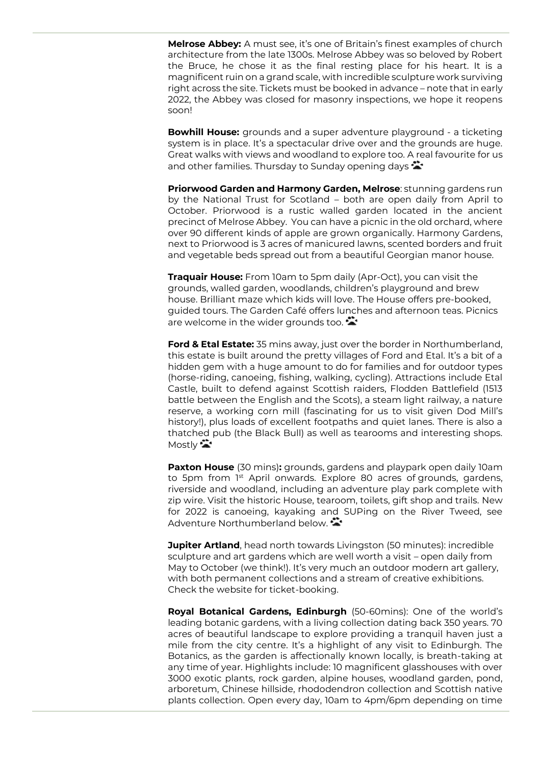**Melrose Abbey:** A must see, it's one of Britain's finest examples of church architecture from the late 1300s. Melrose Abbey was so beloved by Robert the Bruce, he chose it as the final resting place for his heart. It is a magnificent ruin on a grand scale, with incredible sculpture work surviving right across the site. Tickets must be booked in advance – note that in early 2022, the Abbey was closed for masonry inspections, we hope it reopens soon!

**Bowhill House:** grounds and a super adventure playground - a ticketing system is in place. It's a spectacular drive over and the grounds are huge. Great walks with views and woodland to explore too. A real favourite for us and other families. Thursday to Sunday opening days 🐾

**Priorwood Garden and Harmony Garden, Melrose**: stunning gardens run by the National Trust for Scotland – both are open daily from April to October. Priorwood is a rustic walled garden located in the ancient precinct of Melrose Abbey. You can have a picnic in the old orchard, where over 90 different kinds of apple are grown organically. Harmony Gardens, next to Priorwood is 3 acres of manicured lawns, scented borders and fruit and vegetable beds spread out from a beautiful Georgian manor house.

**Traquair House:** From 10am to 5pm daily (Apr-Oct), you can visit the grounds, walled garden, woodlands, children's playground and brew house. Brilliant maze which kids will love. The House offers pre-booked, guided tours. The Garden Café offers lunches and afternoon teas. Picnics are welcome in the wider grounds too. 🐾

**Ford & Etal Estate:** 35 mins away, just over the border in Northumberland, this estate is built around the pretty villages of Ford and Etal. It's a bit of a hidden gem with a huge amount to do for families and for outdoor types (horse-riding, canoeing, fishing, walking, cycling). Attractions include Etal Castle, built to defend against Scottish raiders, Flodden Battlefield (1513 battle between the English and the Scots), a steam light railway, a nature reserve, a working corn mill (fascinating for us to visit given Dod Mill's history!), plus loads of excellent footpaths and quiet lanes. There is also a thatched pub (the Black Bull) as well as tearooms and interesting shops. Mostly 🐾

**Paxton House** (30 mins)**:** grounds, gardens and playpark open daily 10am to 5pm from 1st April onwards. Explore 80 acres of grounds, gardens, riverside and woodland, including an adventure play park complete with zip wire. Visit the historic House, tearoom, toilets, gift shop and trails. New for 2022 is canoeing, kayaking and SUPing on the River Tweed, see Adventure Northumberland below. 🐾

**Jupiter Artland**, head north towards Livingston (50 minutes): incredible sculpture and art gardens which are well worth a visit – open daily from May to October (we think!). It's very much an outdoor modern art gallery, with both permanent collections and a stream of creative exhibitions. Check the website for ticket-booking.

**Royal Botanical Gardens, Edinburgh** (50-60mins): One of the world's leading botanic gardens, with a living collection dating back 350 years. 70 acres of beautiful landscape to explore providing a tranquil haven just a mile from the city centre. It's a highlight of any visit to Edinburgh. The Botanics, as the garden is affectionally known locally, is breath-taking at any time of year. Highlights include: 10 magnificent glasshouses with over 3000 exotic plants, rock garden, alpine houses, woodland garden, pond, arboretum, Chinese hillside, rhododendron collection and Scottish native plants collection. Open every day, 10am to 4pm/6pm depending on time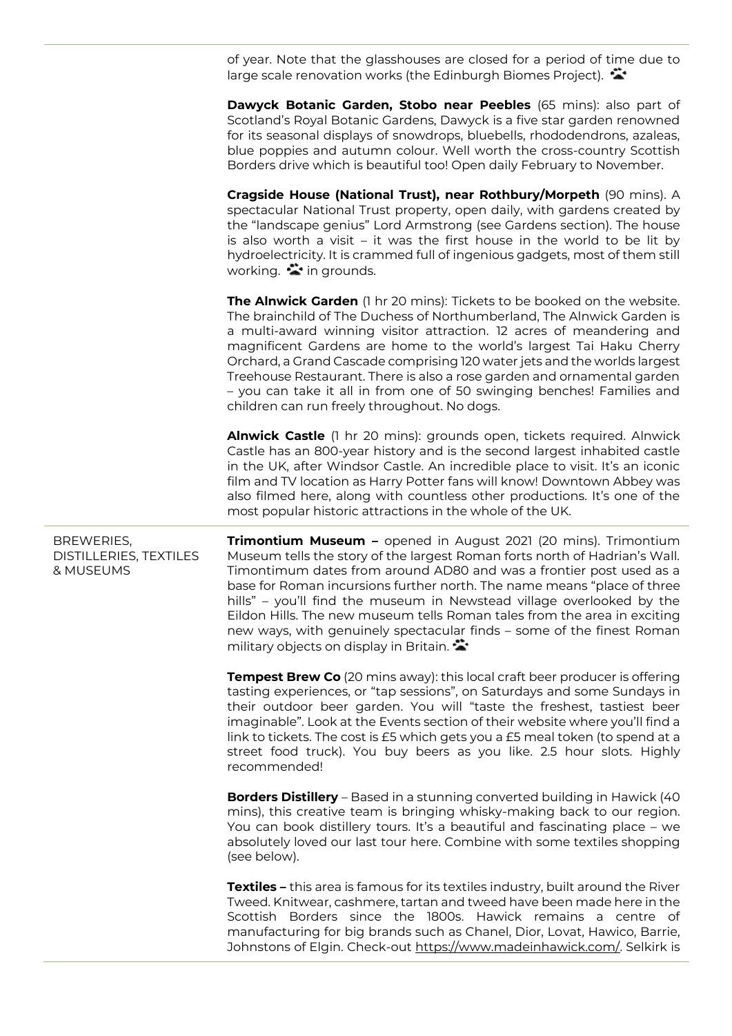of year. Note that the glasshouses are closed for a period of time due to large scale renovation works (the Edinburgh Biomes Project). 🐾

**Dawyck Botanic Garden, Stobo near Peebles** (65 mins): also part of Scotland's Royal Botanic Gardens, Dawyck is a five star garden renowned for its seasonal displays of snowdrops, bluebells, rhododendrons, azaleas, blue poppies and autumn colour. Well worth the cross-country Scottish Borders drive which is beautiful too! Open daily February to November.

**Cragside House (National Trust), near Rothbury/Morpeth** (90 mins). A spectacular National Trust property, open daily, with gardens created by the "landscape genius" Lord Armstrong (see Gardens section). The house is also worth a visit – it was the first house in the world to be lit by hydroelectricity. It is crammed full of ingenious gadgets, most of them still working. 🐾 in grounds.

**The Alnwick Garden** (1 hr 20 mins): Tickets to be booked on the website. The brainchild of The Duchess of Northumberland, The Alnwick Garden is a multi-award winning visitor attraction. 12 acres of meandering and magnificent Gardens are home to the world's largest Tai Haku Cherry Orchard, a Grand Cascade comprising 120 water jets and the worlds largest Treehouse Restaurant. There is also a rose garden and ornamental garden – you can take it all in from one of 50 swinging benches! Families and children can run freely throughout. No dogs.

**Alnwick Castle** (1 hr 20 mins): grounds open, tickets required. Alnwick Castle has an 800-year history and is the second largest inhabited castle in the UK, after Windsor Castle. An incredible place to visit. It's an iconic film and TV location as Harry Potter fans will know! Downtown Abbey was also filmed here, along with countless other productions. It's one of the most popular historic attractions in the whole of the UK.

## BREWERIES, DISTILLERIES, TEXTILES & MUSEUMS

**Trimontium Museum –** opened in August 2021 (20 mins). Trimontium Museum tells the story of the largest Roman forts north of Hadrian's Wall. Timontimum dates from around AD80 and was a frontier post used as a base for Roman incursions further north. The name means "place of three hills" – you'll find the museum in Newstead village overlooked by the Eildon Hills. The new museum tells Roman tales from the area in exciting new ways, with genuinely spectacular finds – some of the finest Roman military objects on display in Britain. 🐾

**Tempest Brew Co** (20 mins away): this local craft beer producer is offering tasting experiences, or "tap sessions", on Saturdays and some Sundays in their outdoor beer garden. You will "taste the freshest, tastiest beer imaginable". Look at the Events section of their website where you'll find a link to tickets. The cost is £5 which gets you a £5 meal token (to spend at a street food truck). You buy beers as you like. 2.5 hour slots. Highly recommended!

**Borders Distillery** – Based in a stunning converted building in Hawick (40 mins), this creative team is bringing whisky-making back to our region. You can book distillery tours. It's a beautiful and fascinating place – we absolutely loved our last tour here. Combine with some textiles shopping (see below).

**Textiles –** this area is famous for its textiles industry, built around the River Tweed. Knitwear, cashmere, tartan and tweed have been made here in the Scottish Borders since the 1800s. Hawick remains a centre of manufacturing for big brands such as Chanel, Dior, Lovat, Hawico, Barrie, Johnstons of Elgin. Check-out https://www.madeinhawick.com/. Selkirk is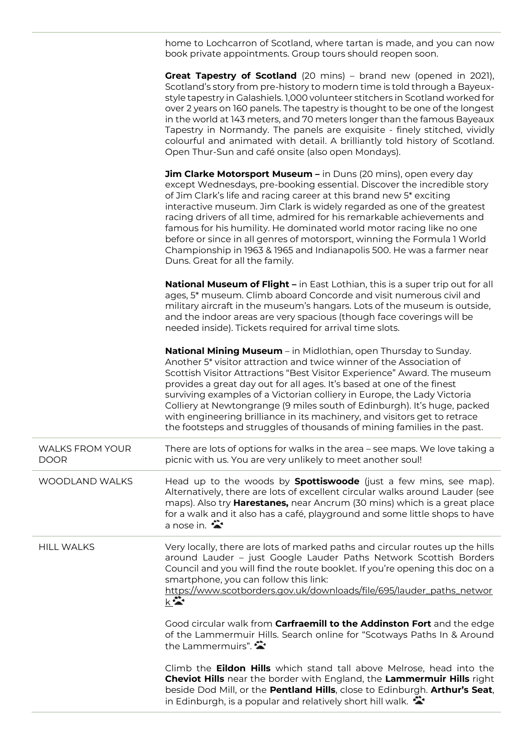| | |
|---|---|
| | home to Lochcarron of Scotland, where tartan is made, and you can now book private appointments. Group tours should reopen soon.<br><br>**Great Tapestry of Scotland** (20 mins) – brand new (opened in 2021), Scotland's story from pre-history to modern time is told through a Bayeux-style tapestry in Galashiels. 1,000 volunteer stitchers in Scotland worked for over 2 years on 160 panels. The tapestry is thought to be one of the longest in the world at 143 meters, and 70 meters longer than the famous Bayeaux Tapestry in Normandy. The panels are exquisite - finely stitched, vividly colourful and animated with detail. A brilliantly told history of Scotland. Open Thur-Sun and café onsite (also open Mondays).<br><br>**Jim Clarke Motorsport Museum –** in Duns (20 mins), open every day except Wednesdays, pre-booking essential. Discover the incredible story of Jim Clark's life and racing career at this brand new 5* exciting interactive museum. Jim Clark is widely regarded as one of the greatest racing drivers of all time, admired for his remarkable achievements and famous for his humility. He dominated world motor racing like no one before or since in all genres of motorsport, winning the Formula 1 World Championship in 1963 & 1965 and Indianapolis 500. He was a farmer near Duns. Great for all the family.<br><br>**National Museum of Flight –** in East Lothian, this is a super trip out for all ages, 5* museum. Climb aboard Concorde and visit numerous civil and military aircraft in the museum's hangars. Lots of the museum is outside, and the indoor areas are very spacious (though face coverings will be needed inside). Tickets required for arrival time slots.<br><br>**National Mining Museum** – in Midlothian, open Thursday to Sunday. Another 5* visitor attraction and twice winner of the Association of Scottish Visitor Attractions "Best Visitor Experience" Award. The museum provides a great day out for all ages. It's based at one of the finest surviving examples of a Victorian colliery in Europe, the Lady Victoria Colliery at Newtongrange (9 miles south of Edinburgh). It's huge, packed with engineering brilliance in its machinery, and visitors get to retrace the footsteps and struggles of thousands of mining families in the past. |
| WALKS FROM YOUR DOOR | There are lots of options for walks in the area – see maps. We love taking a picnic with us. You are very unlikely to meet another soul! |
| WOODLAND WALKS | Head up to the woods by **Spottiswoode** (just a few mins, see map). Alternatively, there are lots of excellent circular walks around Lauder (see maps). Also try **Harestanes,** near Ancrum (30 mins) which is a great place for a walk and it also has a café, playground and some little shops to have a nose in. 🐾 |
| HILL WALKS | Very locally, there are lots of marked paths and circular routes up the hills around Lauder – just Google Lauder Paths Network Scottish Borders Council and you will find the route booklet. If you're opening this doc on a smartphone, you can follow this link: https://www.scotborders.gov.uk/downloads/file/695/lauder_paths_network 🐾<br><br>Good circular walk from **Carfraemill to the Addinston Fort** and the edge of the Lammermuir Hills. Search online for "Scotways Paths In & Around the Lammermuirs". 🐾<br><br>Climb the **Eildon Hills** which stand tall above Melrose, head into the **Cheviot Hills** near the border with England, the **Lammermuir Hills** right beside Dod Mill, or the **Pentland Hills**, close to Edinburgh. **Arthur's Seat**, in Edinburgh, is a popular and relatively short hill walk. 🐾 |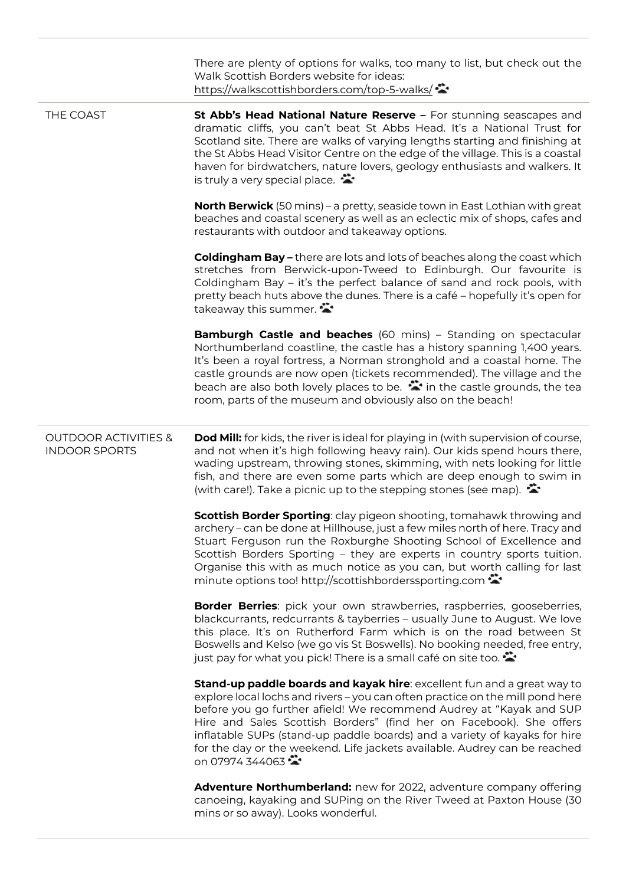There are plenty of options for walks, too many to list, but check out the Walk Scottish Borders website for ideas: https://walkscottishborders.com/top-5-walks/

## THE COAST

**St Abb's Head National Nature Reserve –** For stunning seascapes and dramatic cliffs, you can't beat St Abbs Head. It's a National Trust for Scotland site. There are walks of varying lengths starting and finishing at the St Abbs Head Visitor Centre on the edge of the village. This is a coastal haven for birdwatchers, nature lovers, geology enthusiasts and walkers. It is truly a very special place.

**North Berwick** (50 mins) – a pretty, seaside town in East Lothian with great beaches and coastal scenery as well as an eclectic mix of shops, cafes and restaurants with outdoor and takeaway options.

**Coldingham Bay –** there are lots and lots of beaches along the coast which stretches from Berwick-upon-Tweed to Edinburgh. Our favourite is Coldingham Bay – it's the perfect balance of sand and rock pools, with pretty beach huts above the dunes. There is a café – hopefully it's open for takeaway this summer.

**Bamburgh Castle and beaches** (60 mins) – Standing on spectacular Northumberland coastline, the castle has a history spanning 1,400 years. It's been a royal fortress, a Norman stronghold and a coastal home. The castle grounds are now open (tickets recommended). The village and the beach are also both lovely places to be. in the castle grounds, the tea room, parts of the museum and obviously also on the beach!

## OUTDOOR ACTIVITIES & INDOOR SPORTS

**Dod Mill:** for kids, the river is ideal for playing in (with supervision of course, and not when it's high following heavy rain). Our kids spend hours there, wading upstream, throwing stones, skimming, with nets looking for little fish, and there are even some parts which are deep enough to swim in (with care!). Take a picnic up to the stepping stones (see map).

**Scottish Border Sporting**: clay pigeon shooting, tomahawk throwing and archery – can be done at Hillhouse, just a few miles north of here. Tracy and Stuart Ferguson run the Roxburghe Shooting School of Excellence and Scottish Borders Sporting – they are experts in country sports tuition. Organise this with as much notice as you can, but worth calling for last minute options too! http://scottishborderssporting.com

**Border Berries**: pick your own strawberries, raspberries, gooseberries, blackcurrants, redcurrants & tayberries – usually June to August. We love this place. It's on Rutherford Farm which is on the road between St Boswells and Kelso (we go vis St Boswells). No booking needed, free entry, just pay for what you pick! There is a small café on site too.

**Stand-up paddle boards and kayak hire**: excellent fun and a great way to explore local lochs and rivers – you can often practice on the mill pond here before you go further afield! We recommend Audrey at "Kayak and SUP Hire and Sales Scottish Borders" (find her on Facebook). She offers inflatable SUPs (stand-up paddle boards) and a variety of kayaks for hire for the day or the weekend. Life jackets available. Audrey can be reached on 07974 344063

**Adventure Northumberland:** new for 2022, adventure company offering canoeing, kayaking and SUPing on the River Tweed at Paxton House (30 mins or so away). Looks wonderful.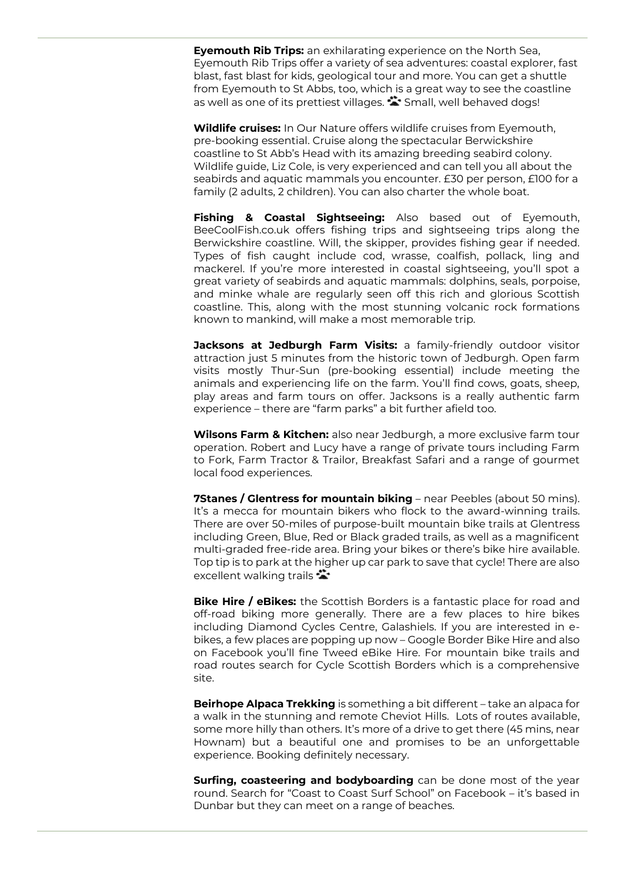**Eyemouth Rib Trips:** an exhilarating experience on the North Sea, Eyemouth Rib Trips offer a variety of sea adventures: coastal explorer, fast blast, fast blast for kids, geological tour and more. You can get a shuttle from Eyemouth to St Abbs, too, which is a great way to see the coastline as well as one of its prettiest villages. 🐾 Small, well behaved dogs!

**Wildlife cruises:** In Our Nature offers wildlife cruises from Eyemouth, pre-booking essential. Cruise along the spectacular Berwickshire coastline to St Abb's Head with its amazing breeding seabird colony. Wildlife guide, Liz Cole, is very experienced and can tell you all about the seabirds and aquatic mammals you encounter. £30 per person, £100 for a family (2 adults, 2 children). You can also charter the whole boat.

**Fishing & Coastal Sightseeing:** Also based out of Eyemouth, BeeCoolFish.co.uk offers fishing trips and sightseeing trips along the Berwickshire coastline. Will, the skipper, provides fishing gear if needed. Types of fish caught include cod, wrasse, coalfish, pollack, ling and mackerel. If you're more interested in coastal sightseeing, you'll spot a great variety of seabirds and aquatic mammals: dolphins, seals, porpoise, and minke whale are regularly seen off this rich and glorious Scottish coastline. This, along with the most stunning volcanic rock formations known to mankind, will make a most memorable trip.

**Jacksons at Jedburgh Farm Visits:** a family-friendly outdoor visitor attraction just 5 minutes from the historic town of Jedburgh. Open farm visits mostly Thur-Sun (pre-booking essential) include meeting the animals and experiencing life on the farm. You'll find cows, goats, sheep, play areas and farm tours on offer. Jacksons is a really authentic farm experience – there are "farm parks" a bit further afield too.

**Wilsons Farm & Kitchen:** also near Jedburgh, a more exclusive farm tour operation. Robert and Lucy have a range of private tours including Farm to Fork, Farm Tractor & Trailor, Breakfast Safari and a range of gourmet local food experiences.

**7Stanes / Glentress for mountain biking** – near Peebles (about 50 mins). It's a mecca for mountain bikers who flock to the award-winning trails. There are over 50-miles of purpose-built mountain bike trails at Glentress including Green, Blue, Red or Black graded trails, as well as a magnificent multi-graded free-ride area. Bring your bikes or there's bike hire available. Top tip is to park at the higher up car park to save that cycle! There are also excellent walking trails 🐾

**Bike Hire / eBikes:** the Scottish Borders is a fantastic place for road and off-road biking more generally. There are a few places to hire bikes including Diamond Cycles Centre, Galashiels. If you are interested in e-bikes, a few places are popping up now – Google Border Bike Hire and also on Facebook you'll fine Tweed eBike Hire. For mountain bike trails and road routes search for Cycle Scottish Borders which is a comprehensive site.

**Beirhope Alpaca Trekking** is something a bit different – take an alpaca for a walk in the stunning and remote Cheviot Hills. Lots of routes available, some more hilly than others. It's more of a drive to get there (45 mins, near Hownam) but a beautiful one and promises to be an unforgettable experience. Booking definitely necessary.

**Surfing, coasteering and bodyboarding** can be done most of the year round. Search for "Coast to Coast Surf School" on Facebook – it's based in Dunbar but they can meet on a range of beaches.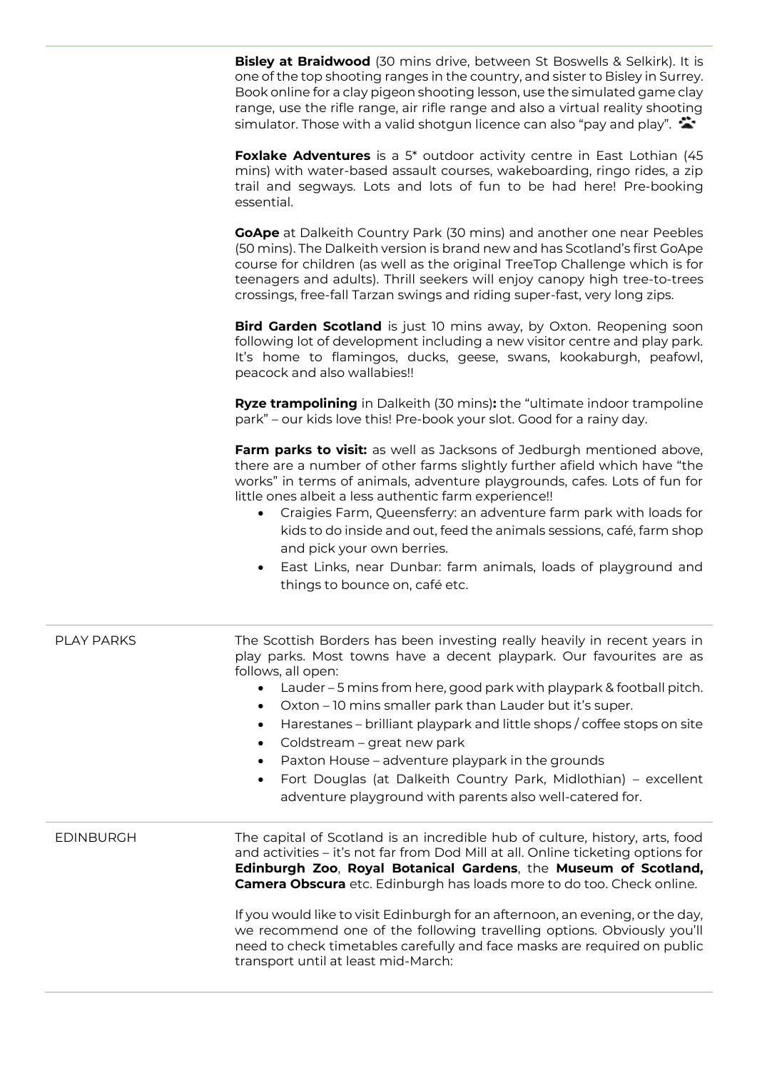**Bisley at Braidwood** (30 mins drive, between St Boswells & Selkirk). It is one of the top shooting ranges in the country, and sister to Bisley in Surrey. Book online for a clay pigeon shooting lesson, use the simulated game clay range, use the rifle range, air rifle range and also a virtual reality shooting simulator. Those with a valid shotgun licence can also "pay and play".

**Foxlake Adventures** is a 5* outdoor activity centre in East Lothian (45 mins) with water-based assault courses, wakeboarding, ringo rides, a zip trail and segways. Lots and lots of fun to be had here! Pre-booking essential.

**GoApe** at Dalkeith Country Park (30 mins) and another one near Peebles (50 mins). The Dalkeith version is brand new and has Scotland's first GoApe course for children (as well as the original TreeTop Challenge which is for teenagers and adults). Thrill seekers will enjoy canopy high tree-to-trees crossings, free-fall Tarzan swings and riding super-fast, very long zips.

**Bird Garden Scotland** is just 10 mins away, by Oxton. Reopening soon following lot of development including a new visitor centre and play park. It's home to flamingos, ducks, geese, swans, kookaburgh, peafowl, peacock and also wallabies!!

**Ryze trampolining** in Dalkeith (30 mins)**:** the "ultimate indoor trampoline park" – our kids love this! Pre-book your slot. Good for a rainy day.

**Farm parks to visit:** as well as Jacksons of Jedburgh mentioned above, there are a number of other farms slightly further afield which have "the works" in terms of animals, adventure playgrounds, cafes. Lots of fun for little ones albeit a less authentic farm experience!!

- Craigies Farm, Queensferry: an adventure farm park with loads for kids to do inside and out, feed the animals sessions, café, farm shop and pick your own berries.
- East Links, near Dunbar: farm animals, loads of playground and things to bounce on, café etc.

## PLAY PARKS

The Scottish Borders has been investing really heavily in recent years in play parks. Most towns have a decent playpark. Our favourites are as follows, all open:

- Lauder – 5 mins from here, good park with playpark & football pitch.
- Oxton – 10 mins smaller park than Lauder but it's super.
- Harestanes – brilliant playpark and little shops / coffee stops on site
- Coldstream – great new park
- Paxton House – adventure playpark in the grounds
- Fort Douglas (at Dalkeith Country Park, Midlothian) – excellent adventure playground with parents also well-catered for.

## EDINBURGH

The capital of Scotland is an incredible hub of culture, history, arts, food and activities – it's not far from Dod Mill at all. Online ticketing options for **Edinburgh Zoo**, **Royal Botanical Gardens**, the **Museum of Scotland, Camera Obscura** etc. Edinburgh has loads more to do too. Check online.

If you would like to visit Edinburgh for an afternoon, an evening, or the day, we recommend one of the following travelling options. Obviously you'll need to check timetables carefully and face masks are required on public transport until at least mid-March: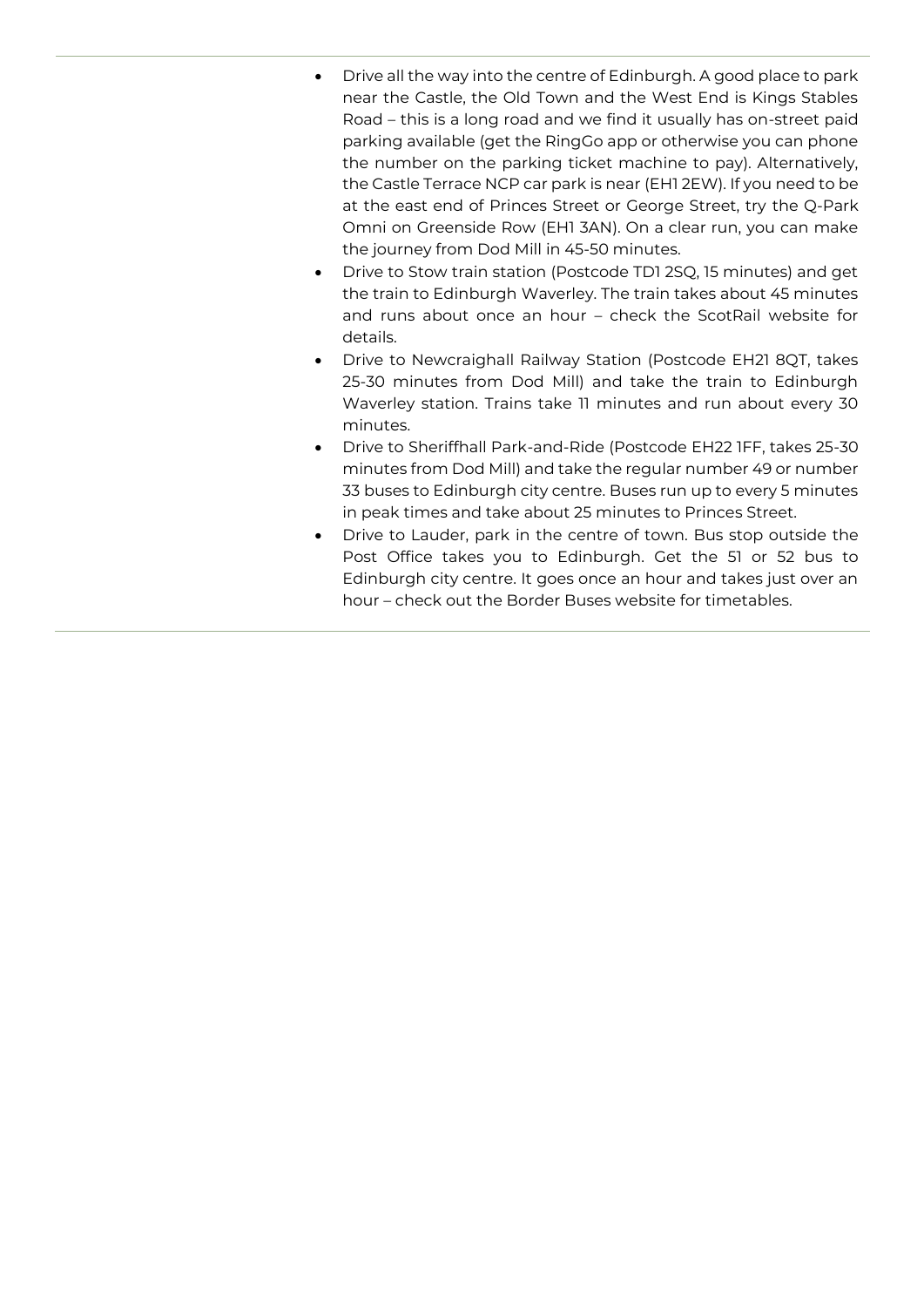- Drive all the way into the centre of Edinburgh. A good place to park near the Castle, the Old Town and the West End is Kings Stables Road – this is a long road and we find it usually has on-street paid parking available (get the RingGo app or otherwise you can phone the number on the parking ticket machine to pay). Alternatively, the Castle Terrace NCP car park is near (EH1 2EW). If you need to be at the east end of Princes Street or George Street, try the Q-Park Omni on Greenside Row (EH1 3AN). On a clear run, you can make the journey from Dod Mill in 45-50 minutes.
- Drive to Stow train station (Postcode TD1 2SQ, 15 minutes) and get the train to Edinburgh Waverley. The train takes about 45 minutes and runs about once an hour – check the ScotRail website for details.
- Drive to Newcraighall Railway Station (Postcode EH21 8QT, takes 25-30 minutes from Dod Mill) and take the train to Edinburgh Waverley station. Trains take 11 minutes and run about every 30 minutes.
- Drive to Sheriffhall Park-and-Ride (Postcode EH22 1FF, takes 25-30 minutes from Dod Mill) and take the regular number 49 or number 33 buses to Edinburgh city centre. Buses run up to every 5 minutes in peak times and take about 25 minutes to Princes Street.
- Drive to Lauder, park in the centre of town. Bus stop outside the Post Office takes you to Edinburgh. Get the 51 or 52 bus to Edinburgh city centre. It goes once an hour and takes just over an hour – check out the Border Buses website for timetables.